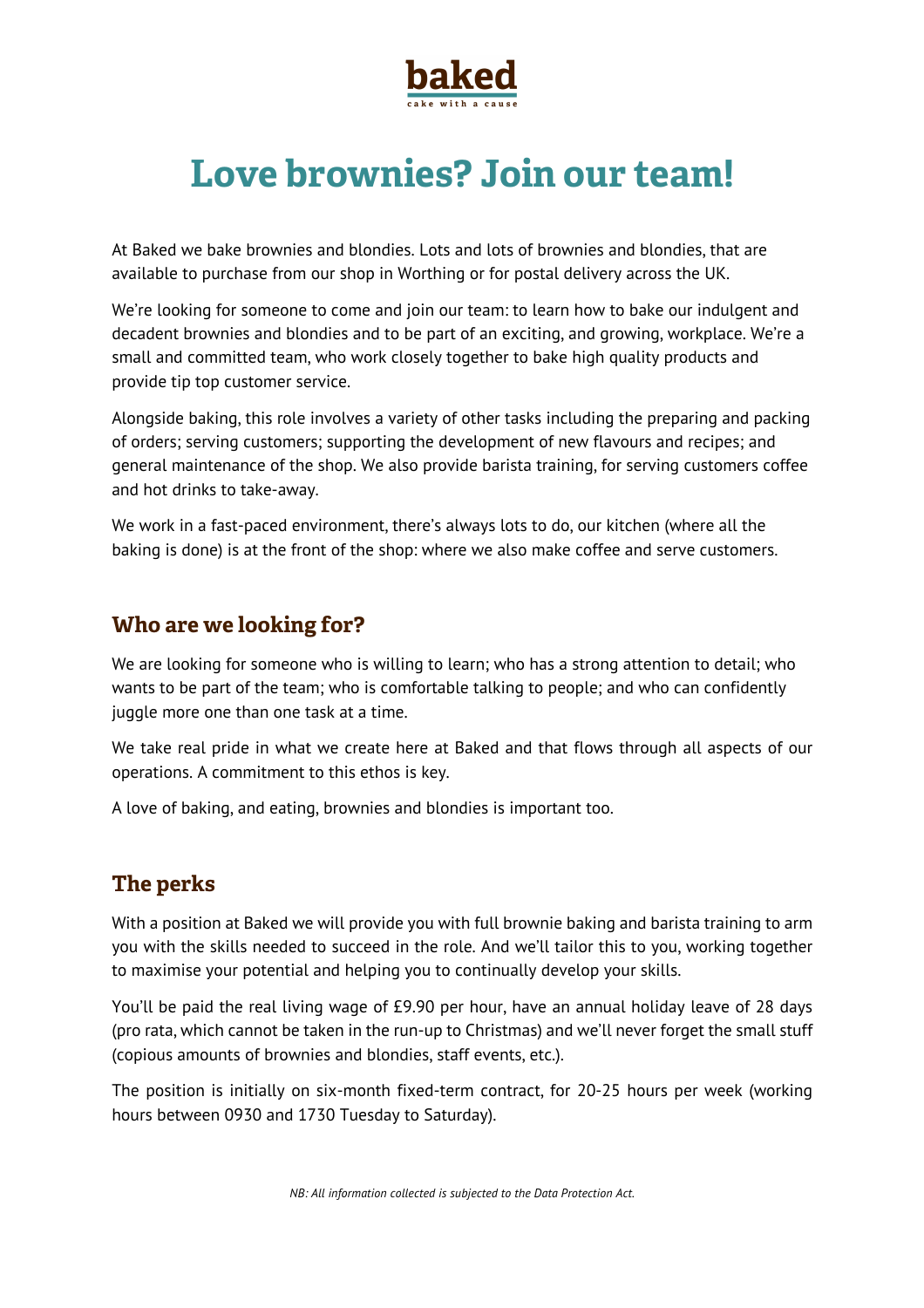**baked**
cake with a cause

# Love brownies? Join our team!

At Baked we bake brownies and blondies. Lots and lots of brownies and blondies, that are available to purchase from our shop in Worthing or for postal delivery across the UK.

We're looking for someone to come and join our team: to learn how to bake our indulgent and decadent brownies and blondies and to be part of an exciting, and growing, workplace. We're a small and committed team, who work closely together to bake high quality products and provide tip top customer service.

Alongside baking, this role involves a variety of other tasks including the preparing and packing of orders; serving customers; supporting the development of new flavours and recipes; and general maintenance of the shop. We also provide barista training, for serving customers coffee and hot drinks to take-away.

We work in a fast-paced environment, there's always lots to do, our kitchen (where all the baking is done) is at the front of the shop: where we also make coffee and serve customers.

## Who are we looking for?

We are looking for someone who is willing to learn; who has a strong attention to detail; who wants to be part of the team; who is comfortable talking to people; and who can confidently juggle more one than one task at a time.

We take real pride in what we create here at Baked and that flows through all aspects of our operations. A commitment to this ethos is key.

A love of baking, and eating, brownies and blondies is important too.

## The perks

With a position at Baked we will provide you with full brownie baking and barista training to arm you with the skills needed to succeed in the role. And we'll tailor this to you, working together to maximise your potential and helping you to continually develop your skills.

You'll be paid the real living wage of £9.90 per hour, have an annual holiday leave of 28 days (pro rata, which cannot be taken in the run-up to Christmas) and we'll never forget the small stuff (copious amounts of brownies and blondies, staff events, etc.).

The position is initially on six-month fixed-term contract, for 20-25 hours per week (working hours between 0930 and 1730 Tuesday to Saturday).

*NB: All information collected is subjected to the Data Protection Act.*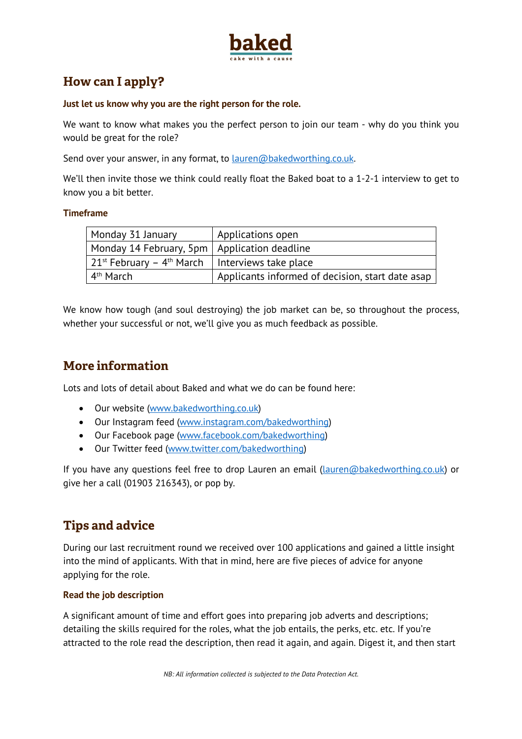## How can I apply?

**Just let us know why you are the right person for the role.**

We want to know what makes you the perfect person to join our team - why do you think you would be great for the role?

Send over your answer, in any format, to lauren@bakedworthing.co.uk.

We'll then invite those we think could really float the Baked boat to a 1-2-1 interview to get to know you a bit better.

### Timeframe

| Monday 31 January | Applications open |
|---|---|
| Monday 14 February, 5pm | Application deadline |
| 21st February – 4th March | Interviews take place |
| 4th March | Applicants informed of decision, start date asap |

We know how tough (and soul destroying) the job market can be, so throughout the process, whether your successful or not, we'll give you as much feedback as possible.

## More information

Lots and lots of detail about Baked and what we do can be found here:

- Our website (www.bakedworthing.co.uk)
- Our Instagram feed (www.instagram.com/bakedworthing)
- Our Facebook page (www.facebook.com/bakedworthing)
- Our Twitter feed (www.twitter.com/bakedworthing)

If you have any questions feel free to drop Lauren an email (lauren@bakedworthing.co.uk) or give her a call (01903 216343), or pop by.

## Tips and advice

During our last recruitment round we received over 100 applications and gained a little insight into the mind of applicants. With that in mind, here are five pieces of advice for anyone applying for the role.

### Read the job description

A significant amount of time and effort goes into preparing job adverts and descriptions; detailing the skills required for the roles, what the job entails, the perks, etc. etc. If you're attracted to the role read the description, then read it again, and again. Digest it, and then start

*NB: All information collected is subjected to the Data Protection Act.*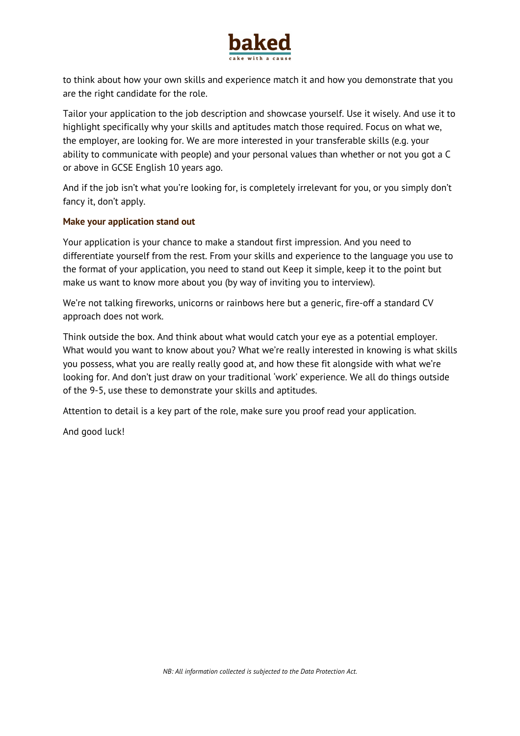to think about how your own skills and experience match it and how you demonstrate that you are the right candidate for the role.

Tailor your application to the job description and showcase yourself. Use it wisely. And use it to highlight specifically why your skills and aptitudes match those required. Focus on what we, the employer, are looking for. We are more interested in your transferable skills (e.g. your ability to communicate with people) and your personal values than whether or not you got a C or above in GCSE English 10 years ago.

And if the job isn't what you're looking for, is completely irrelevant for you, or you simply don't fancy it, don't apply.

**Make your application stand out**

Your application is your chance to make a standout first impression. And you need to differentiate yourself from the rest. From your skills and experience to the language you use to the format of your application, you need to stand out Keep it simple, keep it to the point but make us want to know more about you (by way of inviting you to interview).

We're not talking fireworks, unicorns or rainbows here but a generic, fire-off a standard CV approach does not work.

Think outside the box. And think about what would catch your eye as a potential employer. What would you want to know about you? What we're really interested in knowing is what skills you possess, what you are really really good at, and how these fit alongside with what we're looking for. And don't just draw on your traditional 'work' experience. We all do things outside of the 9-5, use these to demonstrate your skills and aptitudes.

Attention to detail is a key part of the role, make sure you proof read your application.

And good luck!

*NB: All information collected is subjected to the Data Protection Act.*